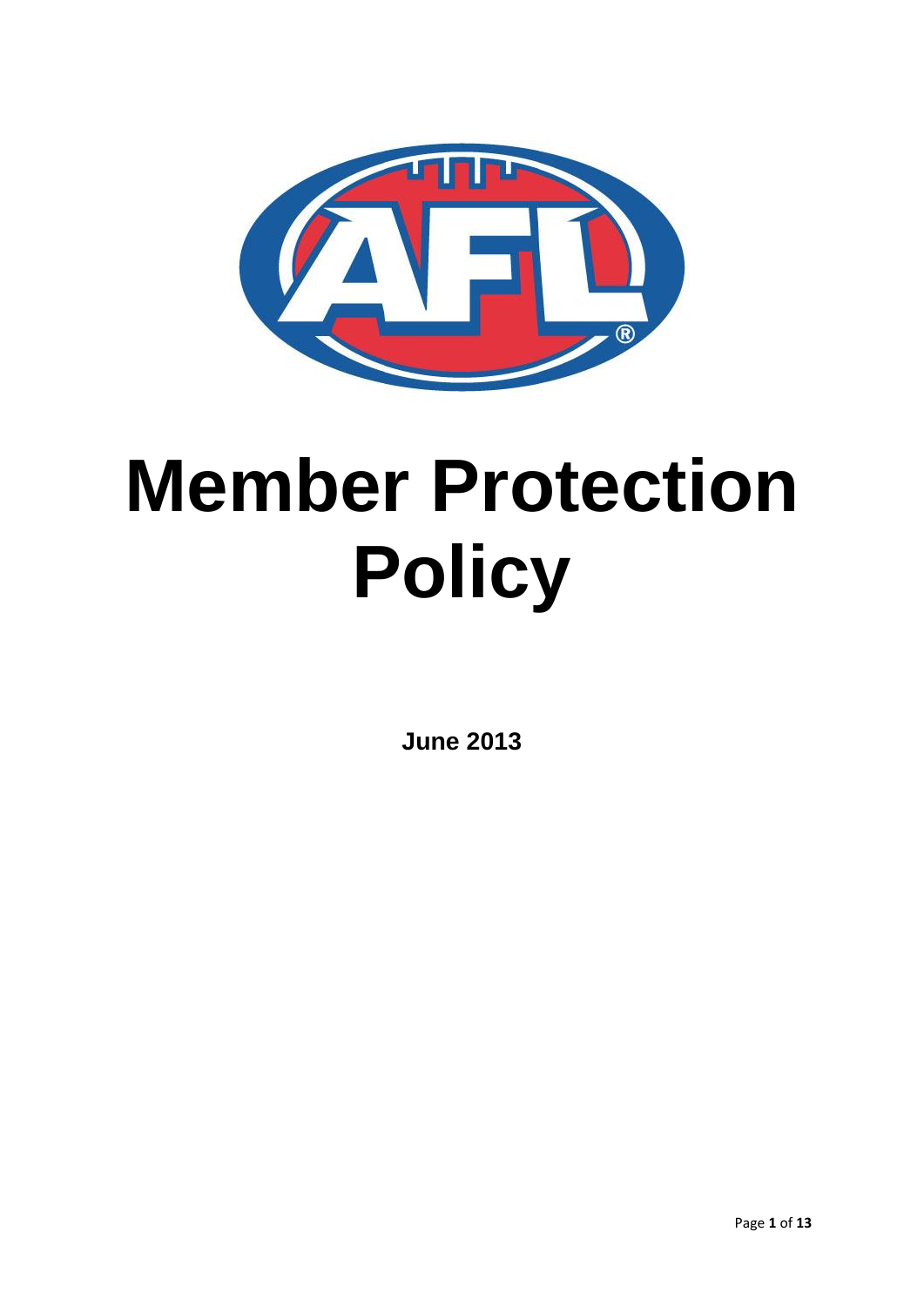# Member Protection Policy

**June 2013**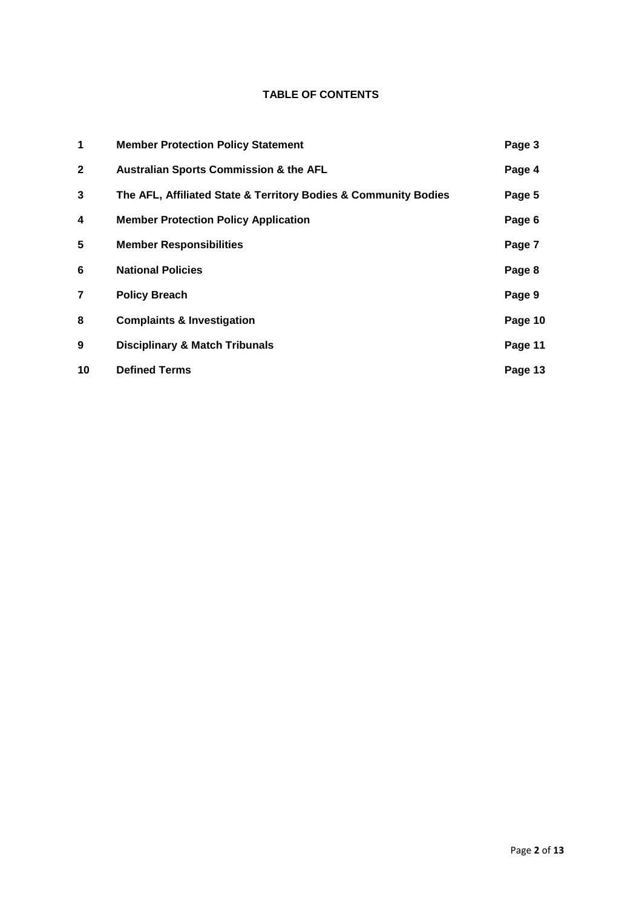**TABLE OF CONTENTS**

| | | |
|---|---|---|
| **1** | **Member Protection Policy Statement** | **Page 3** |
| **2** | **Australian Sports Commission & the AFL** | **Page 4** |
| **3** | **The AFL, Affiliated State & Territory Bodies & Community Bodies** | **Page 5** |
| **4** | **Member Protection Policy Application** | **Page 6** |
| **5** | **Member Responsibilities** | **Page 7** |
| **6** | **National Policies** | **Page 8** |
| **7** | **Policy Breach** | **Page 9** |
| **8** | **Complaints & Investigation** | **Page 10** |
| **9** | **Disciplinary & Match Tribunals** | **Page 11** |
| **10** | **Defined Terms** | **Page 13** |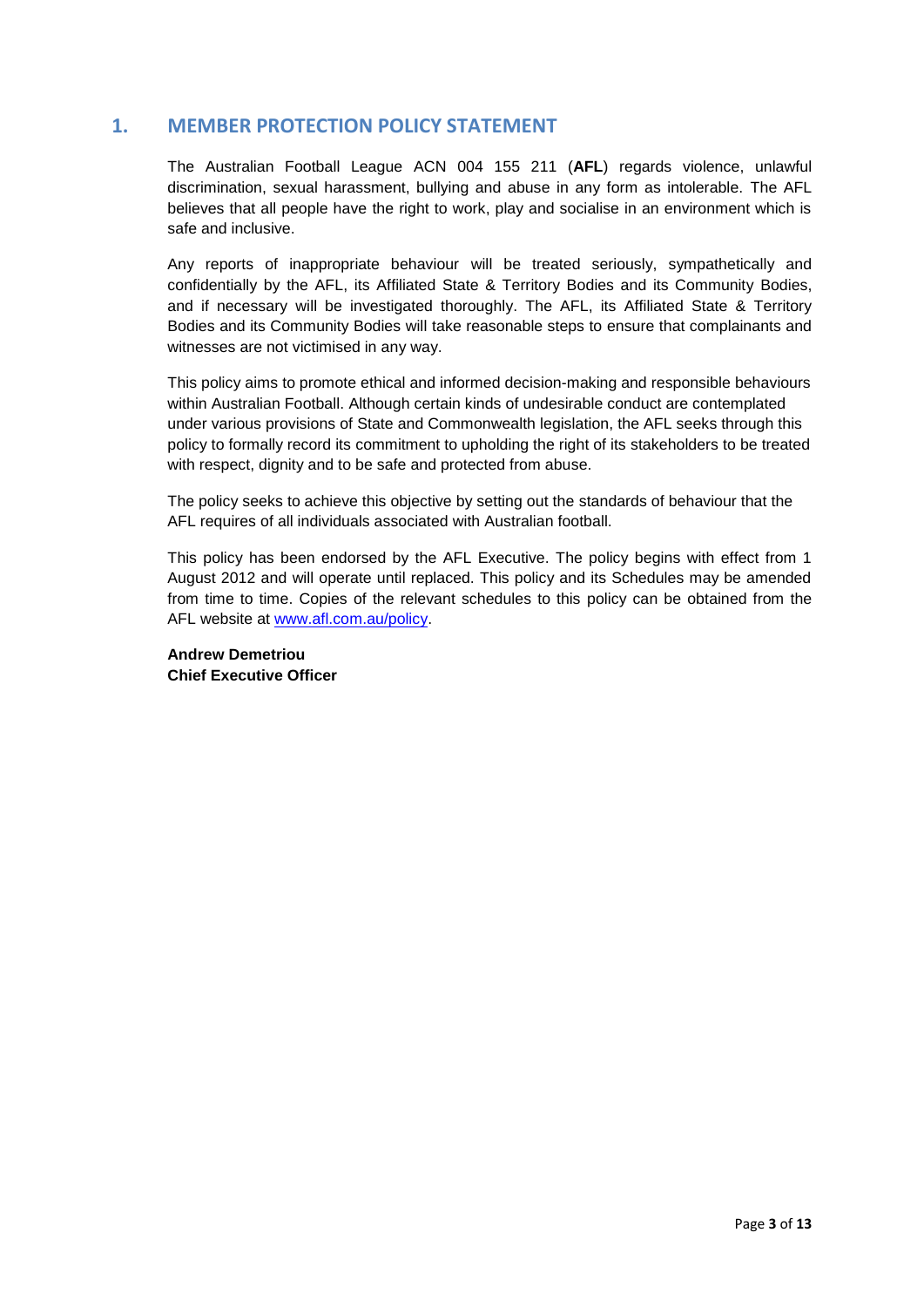## 1. MEMBER PROTECTION POLICY STATEMENT

The Australian Football League ACN 004 155 211 (**AFL**) regards violence, unlawful discrimination, sexual harassment, bullying and abuse in any form as intolerable. The AFL believes that all people have the right to work, play and socialise in an environment which is safe and inclusive.

Any reports of inappropriate behaviour will be treated seriously, sympathetically and confidentially by the AFL, its Affiliated State & Territory Bodies and its Community Bodies, and if necessary will be investigated thoroughly. The AFL, its Affiliated State & Territory Bodies and its Community Bodies will take reasonable steps to ensure that complainants and witnesses are not victimised in any way.

This policy aims to promote ethical and informed decision-making and responsible behaviours within Australian Football. Although certain kinds of undesirable conduct are contemplated under various provisions of State and Commonwealth legislation, the AFL seeks through this policy to formally record its commitment to upholding the right of its stakeholders to be treated with respect, dignity and to be safe and protected from abuse.

The policy seeks to achieve this objective by setting out the standards of behaviour that the AFL requires of all individuals associated with Australian football.

This policy has been endorsed by the AFL Executive. The policy begins with effect from 1 August 2012 and will operate until replaced. This policy and its Schedules may be amended from time to time. Copies of the relevant schedules to this policy can be obtained from the AFL website at [www.afl.com.au/policy](www.afl.com.au/policy).

**Andrew Demetriou**
**Chief Executive Officer**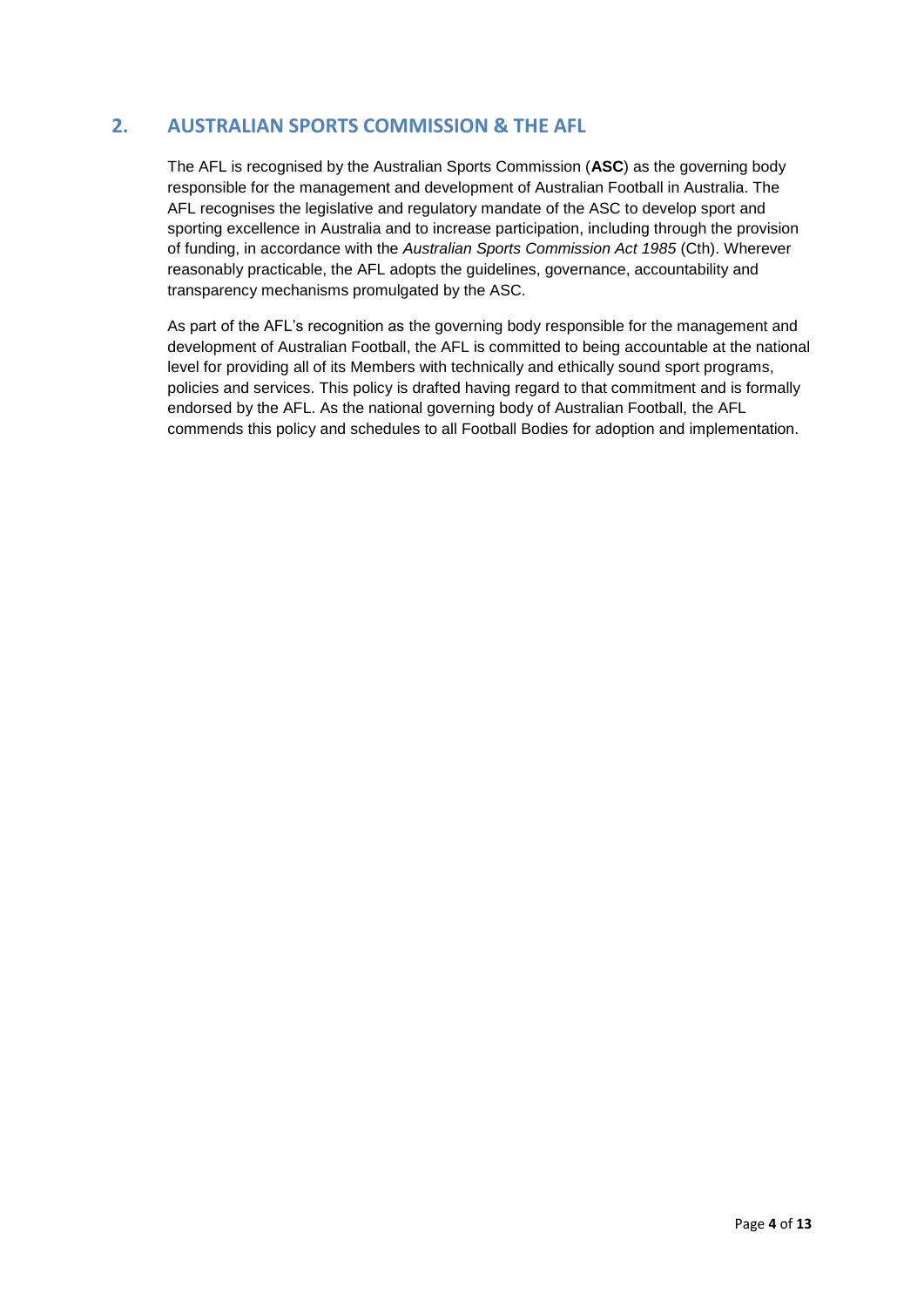## 2. AUSTRALIAN SPORTS COMMISSION & THE AFL

The AFL is recognised by the Australian Sports Commission (**ASC**) as the governing body responsible for the management and development of Australian Football in Australia. The AFL recognises the legislative and regulatory mandate of the ASC to develop sport and sporting excellence in Australia and to increase participation, including through the provision of funding, in accordance with the *Australian Sports Commission Act 1985* (Cth). Wherever reasonably practicable, the AFL adopts the guidelines, governance, accountability and transparency mechanisms promulgated by the ASC.

As part of the AFL's recognition as the governing body responsible for the management and development of Australian Football, the AFL is committed to being accountable at the national level for providing all of its Members with technically and ethically sound sport programs, policies and services. This policy is drafted having regard to that commitment and is formally endorsed by the AFL. As the national governing body of Australian Football, the AFL commends this policy and schedules to all Football Bodies for adoption and implementation.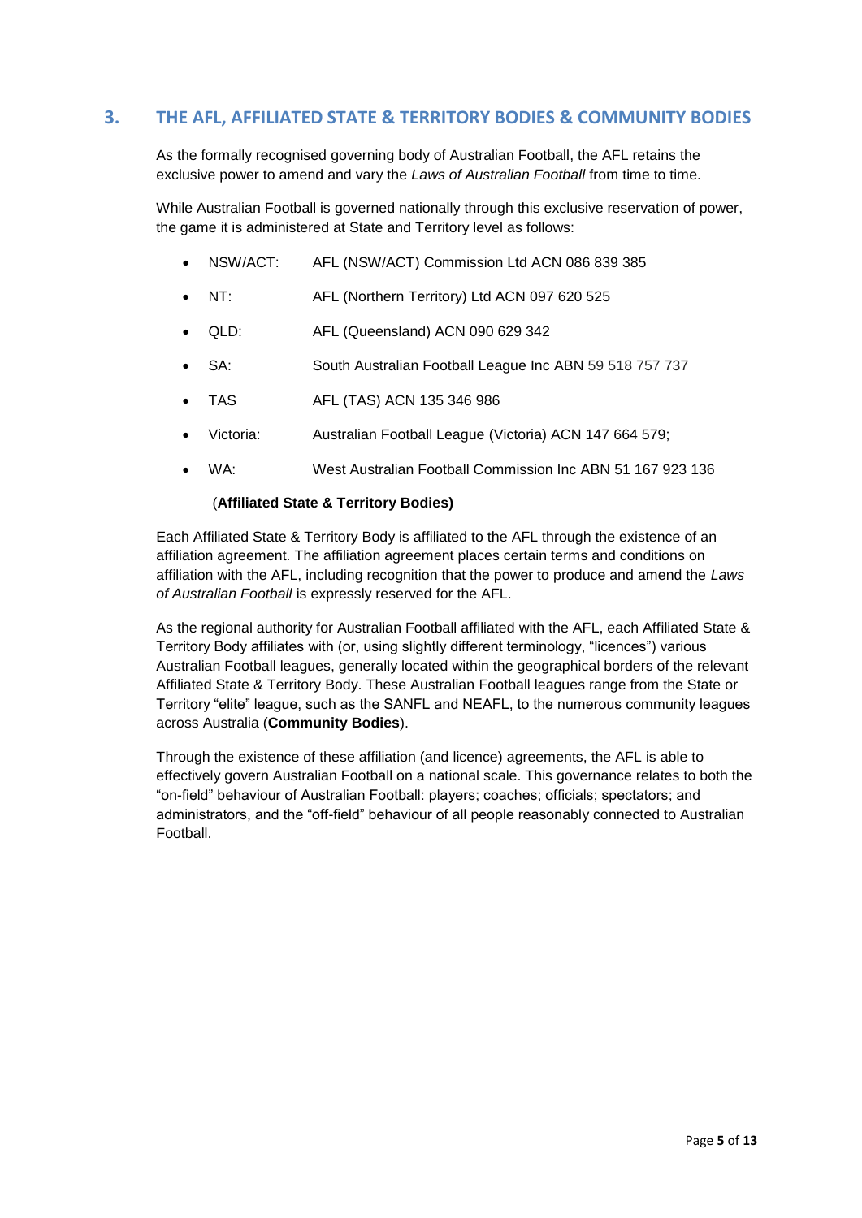## 3. THE AFL, AFFILIATED STATE & TERRITORY BODIES & COMMUNITY BODIES

As the formally recognised governing body of Australian Football, the AFL retains the exclusive power to amend and vary the *Laws of Australian Football* from time to time.

While Australian Football is governed nationally through this exclusive reservation of power, the game it is administered at State and Territory level as follows:

- NSW/ACT: AFL (NSW/ACT) Commission Ltd ACN 086 839 385
- NT: AFL (Northern Territory) Ltd ACN 097 620 525
- QLD: AFL (Queensland) ACN 090 629 342
- SA: South Australian Football League Inc ABN 59 518 757 737
- TAS AFL (TAS) ACN 135 346 986
- Victoria: Australian Football League (Victoria) ACN 147 664 579;
- WA: West Australian Football Commission Inc ABN 51 167 923 136

(**Affiliated State & Territory Bodies)**

Each Affiliated State & Territory Body is affiliated to the AFL through the existence of an affiliation agreement. The affiliation agreement places certain terms and conditions on affiliation with the AFL, including recognition that the power to produce and amend the *Laws of Australian Football* is expressly reserved for the AFL.

As the regional authority for Australian Football affiliated with the AFL, each Affiliated State & Territory Body affiliates with (or, using slightly different terminology, "licences") various Australian Football leagues, generally located within the geographical borders of the relevant Affiliated State & Territory Body. These Australian Football leagues range from the State or Territory "elite" league, such as the SANFL and NEAFL, to the numerous community leagues across Australia (**Community Bodies**).

Through the existence of these affiliation (and licence) agreements, the AFL is able to effectively govern Australian Football on a national scale. This governance relates to both the "on-field" behaviour of Australian Football: players; coaches; officials; spectators; and administrators, and the "off-field" behaviour of all people reasonably connected to Australian Football.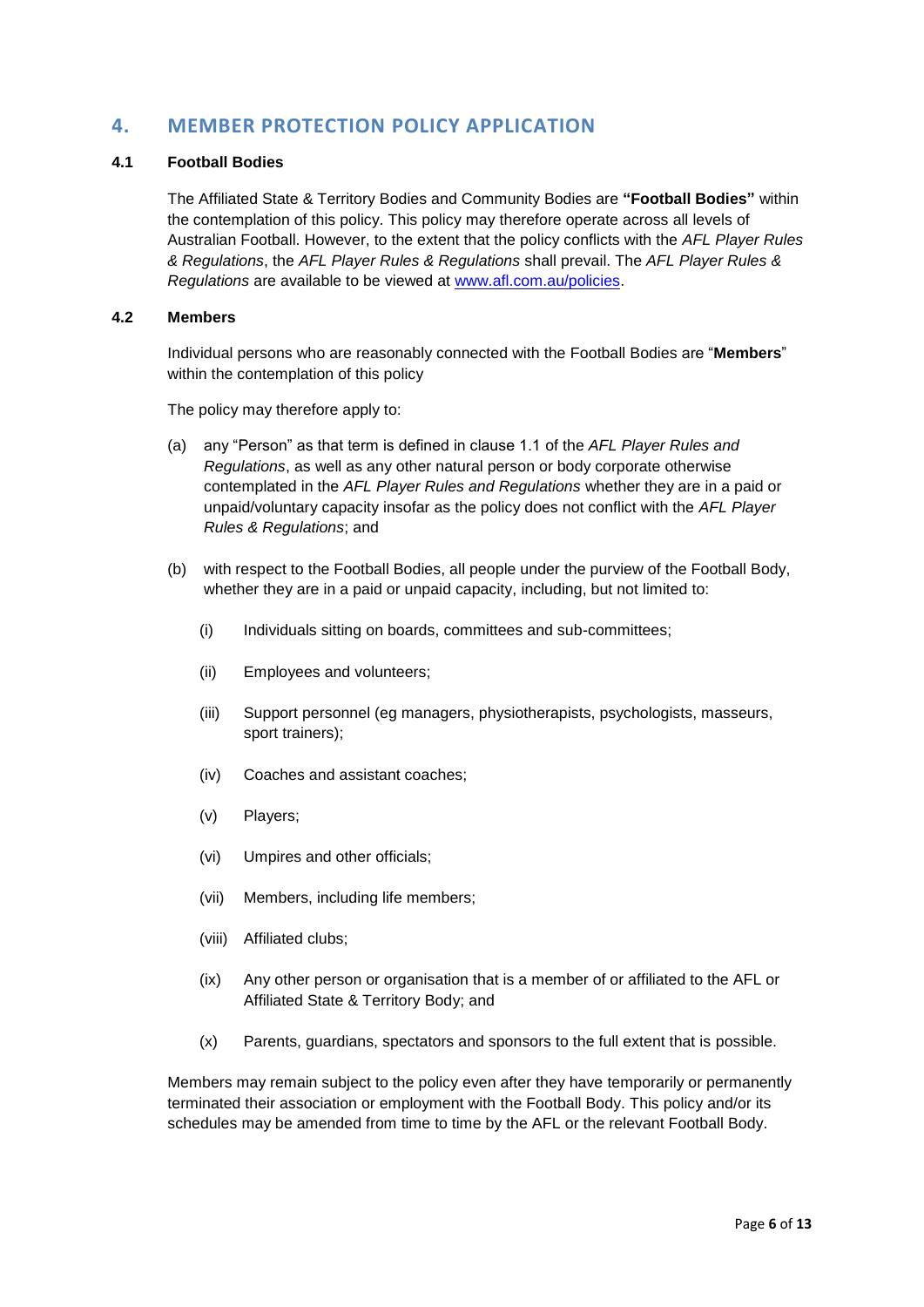## 4. MEMBER PROTECTION POLICY APPLICATION

### 4.1 Football Bodies

The Affiliated State & Territory Bodies and Community Bodies are **"Football Bodies"** within the contemplation of this policy. This policy may therefore operate across all levels of Australian Football. However, to the extent that the policy conflicts with the *AFL Player Rules & Regulations*, the *AFL Player Rules & Regulations* shall prevail. The *AFL Player Rules & Regulations* are available to be viewed at [www.afl.com.au/policies](www.afl.com.au/policies).

### 4.2 Members

Individual persons who are reasonably connected with the Football Bodies are "**Members**" within the contemplation of this policy

The policy may therefore apply to:

(a) any "Person" as that term is defined in clause 1.1 of the *AFL Player Rules and Regulations*, as well as any other natural person or body corporate otherwise contemplated in the *AFL Player Rules and Regulations* whether they are in a paid or unpaid/voluntary capacity insofar as the policy does not conflict with the *AFL Player Rules & Regulations*; and

(b) with respect to the Football Bodies, all people under the purview of the Football Body, whether they are in a paid or unpaid capacity, including, but not limited to:

   (i) Individuals sitting on boards, committees and sub-committees;

   (ii) Employees and volunteers;

   (iii) Support personnel (eg managers, physiotherapists, psychologists, masseurs, sport trainers);

   (iv) Coaches and assistant coaches;

   (v) Players;

   (vi) Umpires and other officials;

   (vii) Members, including life members;

   (viii) Affiliated clubs;

   (ix) Any other person or organisation that is a member of or affiliated to the AFL or Affiliated State & Territory Body; and

   (x) Parents, guardians, spectators and sponsors to the full extent that is possible.

Members may remain subject to the policy even after they have temporarily or permanently terminated their association or employment with the Football Body. This policy and/or its schedules may be amended from time to time by the AFL or the relevant Football Body.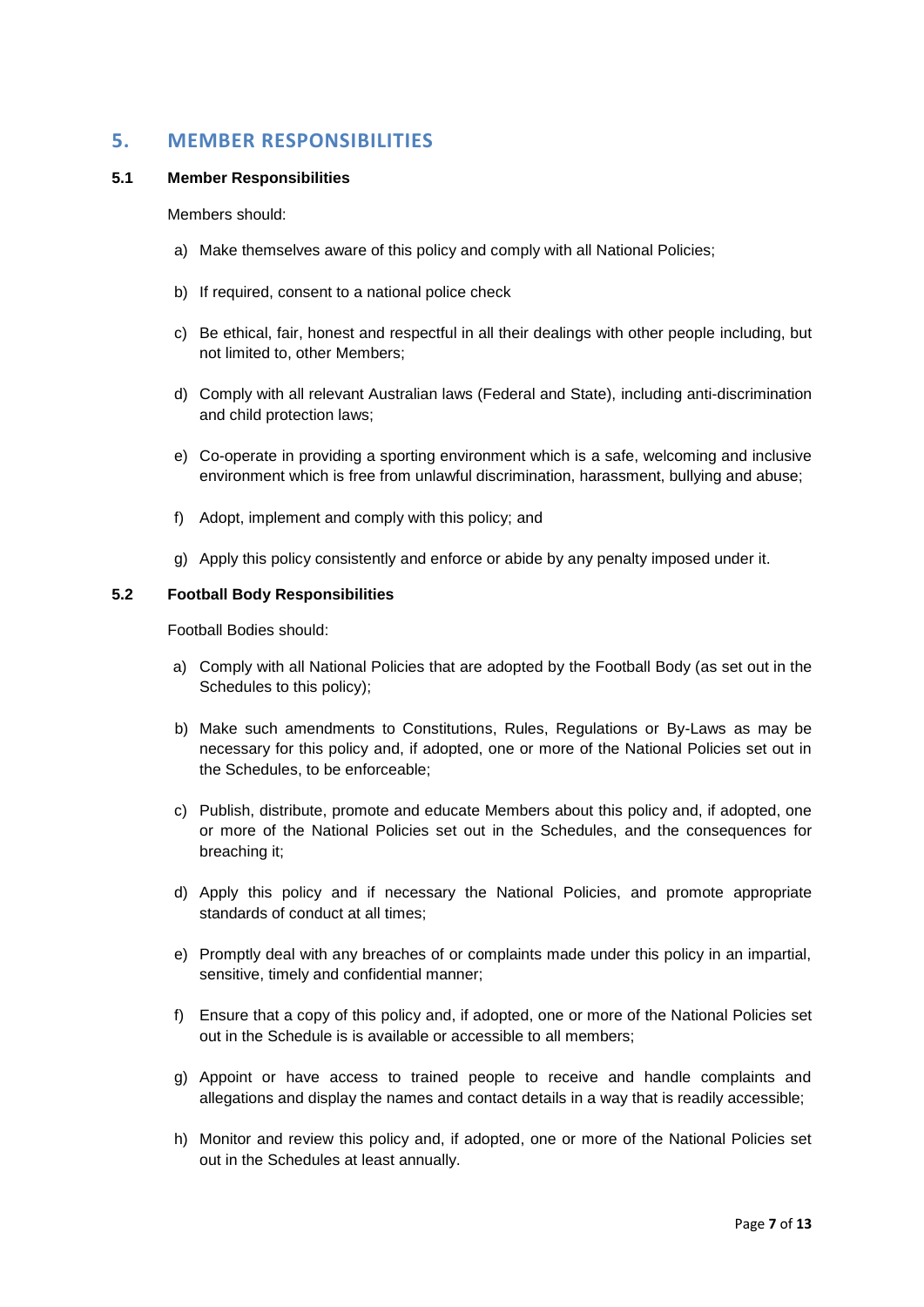## 5. MEMBER RESPONSIBILITIES

### 5.1 Member Responsibilities

Members should:

a) Make themselves aware of this policy and comply with all National Policies;

b) If required, consent to a national police check

c) Be ethical, fair, honest and respectful in all their dealings with other people including, but not limited to, other Members;

d) Comply with all relevant Australian laws (Federal and State), including anti-discrimination and child protection laws;

e) Co-operate in providing a sporting environment which is a safe, welcoming and inclusive environment which is free from unlawful discrimination, harassment, bullying and abuse;

f) Adopt, implement and comply with this policy; and

g) Apply this policy consistently and enforce or abide by any penalty imposed under it.

### 5.2 Football Body Responsibilities

Football Bodies should:

a) Comply with all National Policies that are adopted by the Football Body (as set out in the Schedules to this policy);

b) Make such amendments to Constitutions, Rules, Regulations or By-Laws as may be necessary for this policy and, if adopted, one or more of the National Policies set out in the Schedules, to be enforceable;

c) Publish, distribute, promote and educate Members about this policy and, if adopted, one or more of the National Policies set out in the Schedules, and the consequences for breaching it;

d) Apply this policy and if necessary the National Policies, and promote appropriate standards of conduct at all times;

e) Promptly deal with any breaches of or complaints made under this policy in an impartial, sensitive, timely and confidential manner;

f) Ensure that a copy of this policy and, if adopted, one or more of the National Policies set out in the Schedule is is available or accessible to all members;

g) Appoint or have access to trained people to receive and handle complaints and allegations and display the names and contact details in a way that is readily accessible;

h) Monitor and review this policy and, if adopted, one or more of the National Policies set out in the Schedules at least annually.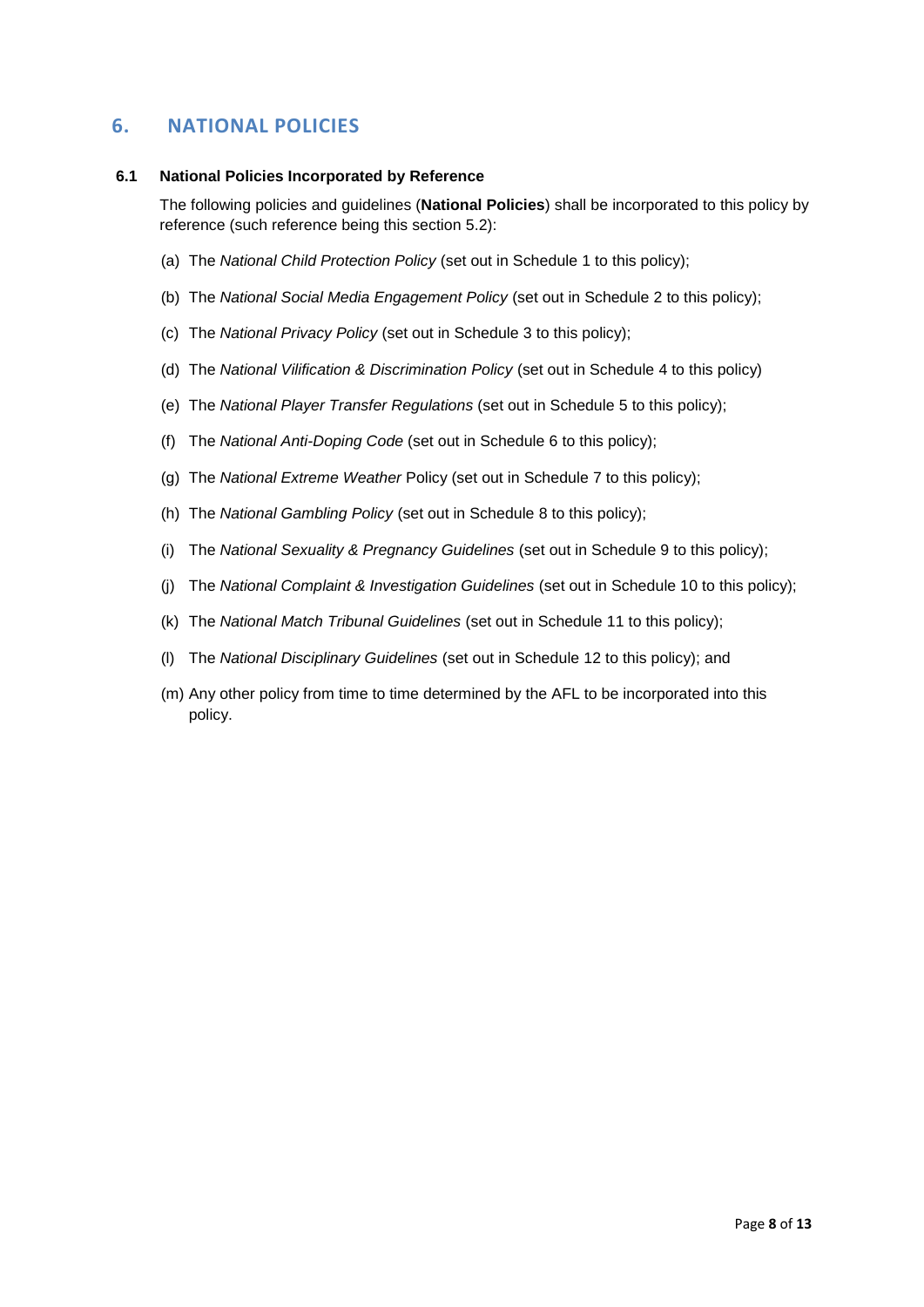## 6. NATIONAL POLICIES

### 6.1 National Policies Incorporated by Reference

The following policies and guidelines (**National Policies**) shall be incorporated to this policy by reference (such reference being this section 5.2):

(a) The *National Child Protection Policy* (set out in Schedule 1 to this policy);

(b) The *National Social Media Engagement Policy* (set out in Schedule 2 to this policy);

(c) The *National Privacy Policy* (set out in Schedule 3 to this policy);

(d) The *National Vilification & Discrimination Policy* (set out in Schedule 4 to this policy)

(e) The *National Player Transfer Regulations* (set out in Schedule 5 to this policy);

(f) The *National Anti-Doping Code* (set out in Schedule 6 to this policy);

(g) The *National Extreme Weather* Policy (set out in Schedule 7 to this policy);

(h) The *National Gambling Policy* (set out in Schedule 8 to this policy);

(i) The *National Sexuality & Pregnancy Guidelines* (set out in Schedule 9 to this policy);

(j) The *National Complaint & Investigation Guidelines* (set out in Schedule 10 to this policy);

(k) The *National Match Tribunal Guidelines* (set out in Schedule 11 to this policy);

(l) The *National Disciplinary Guidelines* (set out in Schedule 12 to this policy); and

(m) Any other policy from time to time determined by the AFL to be incorporated into this policy.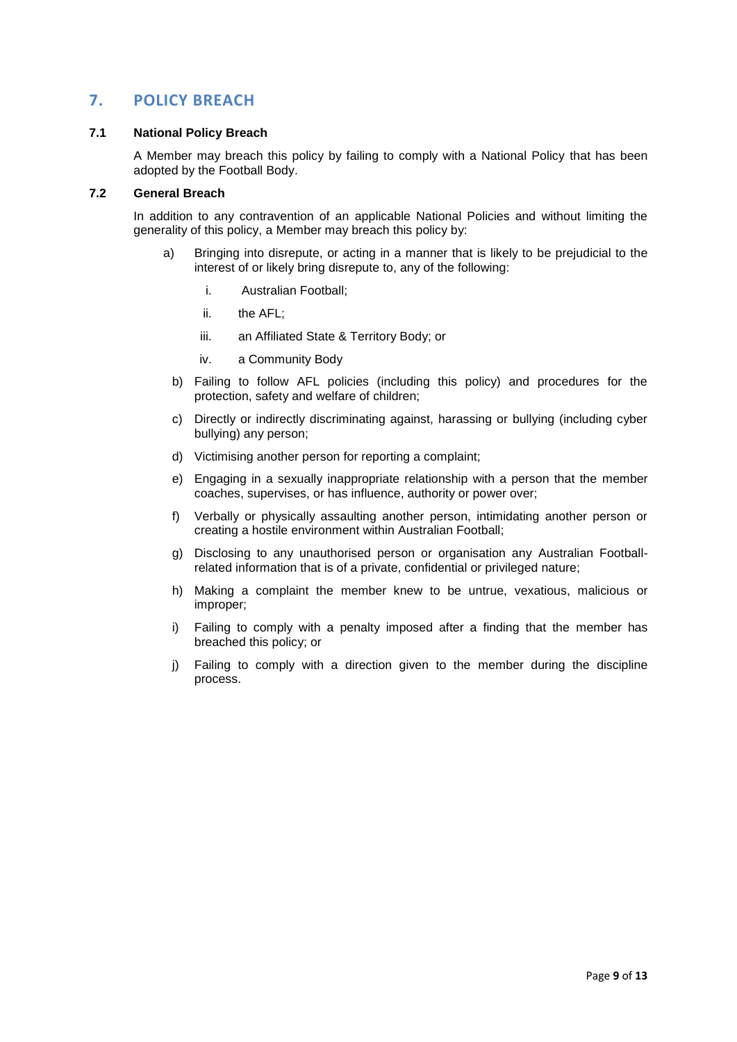## 7. POLICY BREACH

### 7.1 National Policy Breach

A Member may breach this policy by failing to comply with a National Policy that has been adopted by the Football Body.

### 7.2 General Breach

In addition to any contravention of an applicable National Policies and without limiting the generality of this policy, a Member may breach this policy by:

a) Bringing into disrepute, or acting in a manner that is likely to be prejudicial to the interest of or likely bring disrepute to, any of the following:

   i. Australian Football;

   ii. the AFL;

   iii. an Affiliated State & Territory Body; or

   iv. a Community Body

b) Failing to follow AFL policies (including this policy) and procedures for the protection, safety and welfare of children;

c) Directly or indirectly discriminating against, harassing or bullying (including cyber bullying) any person;

d) Victimising another person for reporting a complaint;

e) Engaging in a sexually inappropriate relationship with a person that the member coaches, supervises, or has influence, authority or power over;

f) Verbally or physically assaulting another person, intimidating another person or creating a hostile environment within Australian Football;

g) Disclosing to any unauthorised person or organisation any Australian Football-related information that is of a private, confidential or privileged nature;

h) Making a complaint the member knew to be untrue, vexatious, malicious or improper;

i) Failing to comply with a penalty imposed after a finding that the member has breached this policy; or

j) Failing to comply with a direction given to the member during the discipline process.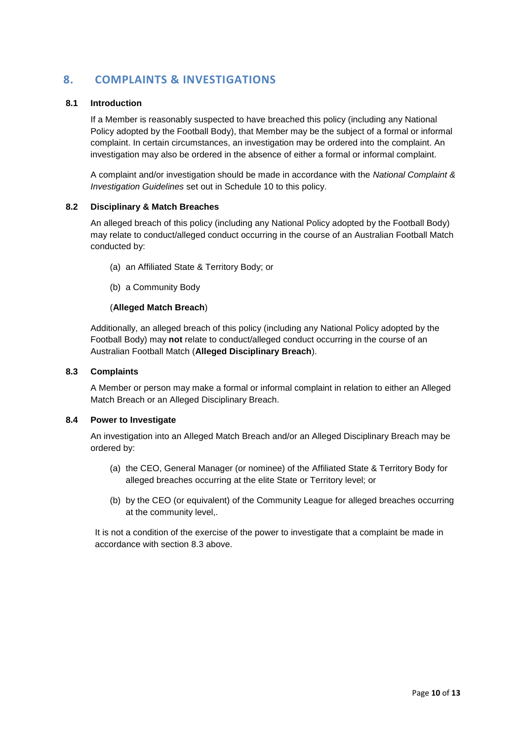# 8. COMPLAINTS & INVESTIGATIONS

### 8.1 Introduction

If a Member is reasonably suspected to have breached this policy (including any National Policy adopted by the Football Body), that Member may be the subject of a formal or informal complaint. In certain circumstances, an investigation may be ordered into the complaint. An investigation may also be ordered in the absence of either a formal or informal complaint.

A complaint and/or investigation should be made in accordance with the *National Complaint & Investigation Guidelines* set out in Schedule 10 to this policy.

### 8.2 Disciplinary & Match Breaches

An alleged breach of this policy (including any National Policy adopted by the Football Body) may relate to conduct/alleged conduct occurring in the course of an Australian Football Match conducted by:

(a) an Affiliated State & Territory Body; or

(b) a Community Body

(**Alleged Match Breach**)

Additionally, an alleged breach of this policy (including any National Policy adopted by the Football Body) may **not** relate to conduct/alleged conduct occurring in the course of an Australian Football Match (**Alleged Disciplinary Breach**).

### 8.3 Complaints

A Member or person may make a formal or informal complaint in relation to either an Alleged Match Breach or an Alleged Disciplinary Breach.

### 8.4 Power to Investigate

An investigation into an Alleged Match Breach and/or an Alleged Disciplinary Breach may be ordered by:

(a) the CEO, General Manager (or nominee) of the Affiliated State & Territory Body for alleged breaches occurring at the elite State or Territory level; or

(b) by the CEO (or equivalent) of the Community League for alleged breaches occurring at the community level,.

It is not a condition of the exercise of the power to investigate that a complaint be made in accordance with section 8.3 above.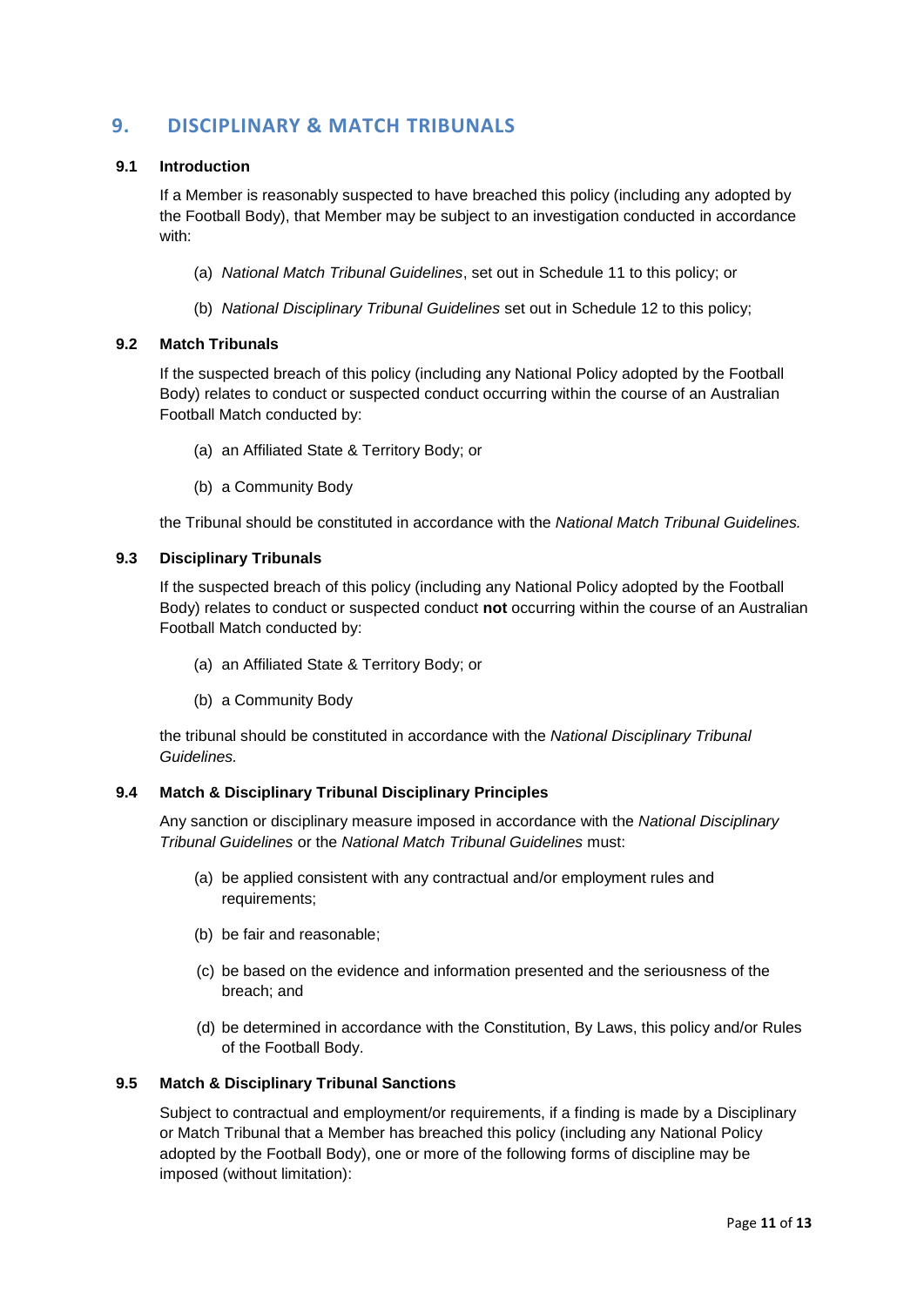## 9. DISCIPLINARY & MATCH TRIBUNALS

### 9.1 Introduction

If a Member is reasonably suspected to have breached this policy (including any adopted by the Football Body), that Member may be subject to an investigation conducted in accordance with:

(a) *National Match Tribunal Guidelines*, set out in Schedule 11 to this policy; or

(b) *National Disciplinary Tribunal Guidelines* set out in Schedule 12 to this policy;

### 9.2 Match Tribunals

If the suspected breach of this policy (including any National Policy adopted by the Football Body) relates to conduct or suspected conduct occurring within the course of an Australian Football Match conducted by:

(a) an Affiliated State & Territory Body; or

(b) a Community Body

the Tribunal should be constituted in accordance with the *National Match Tribunal Guidelines.*

### 9.3 Disciplinary Tribunals

If the suspected breach of this policy (including any National Policy adopted by the Football Body) relates to conduct or suspected conduct **not** occurring within the course of an Australian Football Match conducted by:

(a) an Affiliated State & Territory Body; or

(b) a Community Body

the tribunal should be constituted in accordance with the *National Disciplinary Tribunal Guidelines.*

### 9.4 Match & Disciplinary Tribunal Disciplinary Principles

Any sanction or disciplinary measure imposed in accordance with the *National Disciplinary Tribunal Guidelines* or the *National Match Tribunal Guidelines* must:

(a) be applied consistent with any contractual and/or employment rules and requirements;

(b) be fair and reasonable;

(c) be based on the evidence and information presented and the seriousness of the breach; and

(d) be determined in accordance with the Constitution, By Laws, this policy and/or Rules of the Football Body.

### 9.5 Match & Disciplinary Tribunal Sanctions

Subject to contractual and employment/or requirements, if a finding is made by a Disciplinary or Match Tribunal that a Member has breached this policy (including any National Policy adopted by the Football Body), one or more of the following forms of discipline may be imposed (without limitation):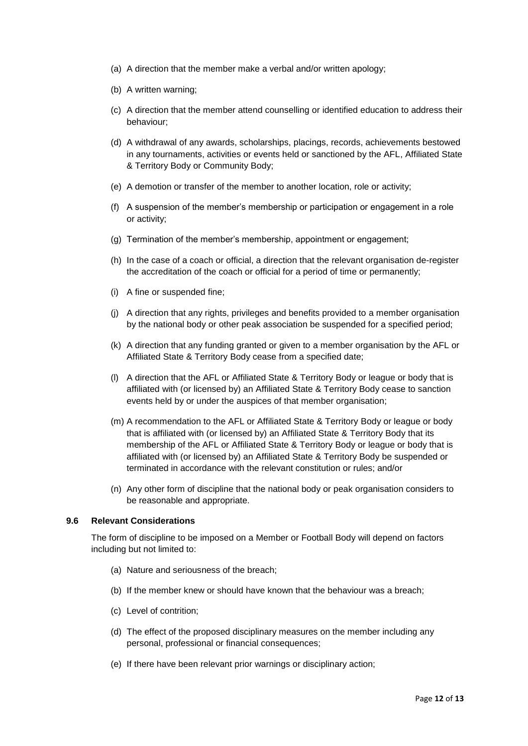(a) A direction that the member make a verbal and/or written apology;

(b) A written warning;

(c) A direction that the member attend counselling or identified education to address their behaviour;

(d) A withdrawal of any awards, scholarships, placings, records, achievements bestowed in any tournaments, activities or events held or sanctioned by the AFL, Affiliated State & Territory Body or Community Body;

(e) A demotion or transfer of the member to another location, role or activity;

(f) A suspension of the member's membership or participation or engagement in a role or activity;

(g) Termination of the member's membership, appointment or engagement;

(h) In the case of a coach or official, a direction that the relevant organisation de-register the accreditation of the coach or official for a period of time or permanently;

(i) A fine or suspended fine;

(j) A direction that any rights, privileges and benefits provided to a member organisation by the national body or other peak association be suspended for a specified period;

(k) A direction that any funding granted or given to a member organisation by the AFL or Affiliated State & Territory Body cease from a specified date;

(l) A direction that the AFL or Affiliated State & Territory Body or league or body that is affiliated with (or licensed by) an Affiliated State & Territory Body cease to sanction events held by or under the auspices of that member organisation;

(m) A recommendation to the AFL or Affiliated State & Territory Body or league or body that is affiliated with (or licensed by) an Affiliated State & Territory Body that its membership of the AFL or Affiliated State & Territory Body or league or body that is affiliated with (or licensed by) an Affiliated State & Territory Body be suspended or terminated in accordance with the relevant constitution or rules; and/or

(n) Any other form of discipline that the national body or peak organisation considers to be reasonable and appropriate.

### 9.6 Relevant Considerations

The form of discipline to be imposed on a Member or Football Body will depend on factors including but not limited to:

(a) Nature and seriousness of the breach;

(b) If the member knew or should have known that the behaviour was a breach;

(c) Level of contrition;

(d) The effect of the proposed disciplinary measures on the member including any personal, professional or financial consequences;

(e) If there have been relevant prior warnings or disciplinary action;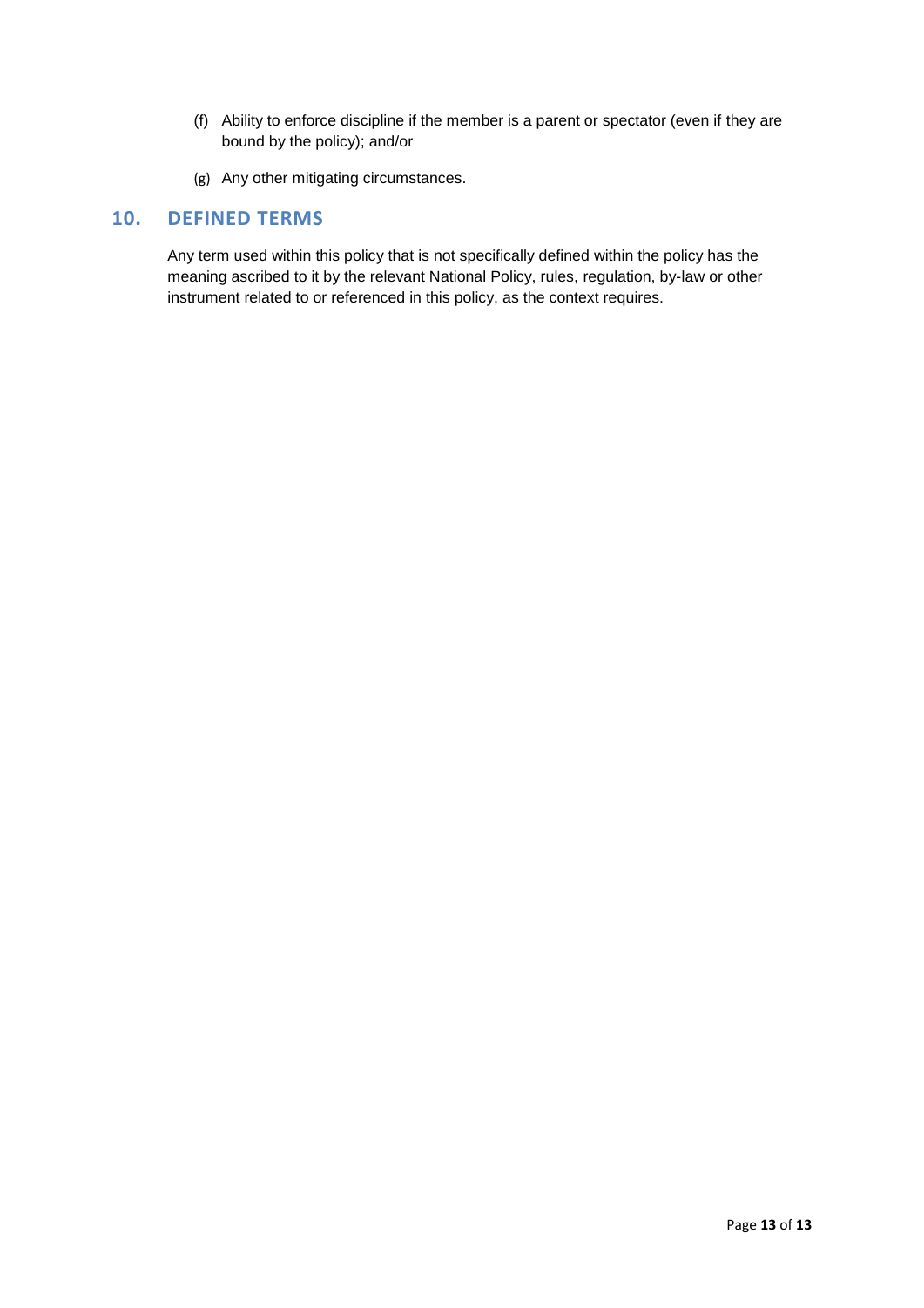(f) Ability to enforce discipline if the member is a parent or spectator (even if they are bound by the policy); and/or

(g) Any other mitigating circumstances.

## 10. DEFINED TERMS

Any term used within this policy that is not specifically defined within the policy has the meaning ascribed to it by the relevant National Policy, rules, regulation, by-law or other instrument related to or referenced in this policy, as the context requires.